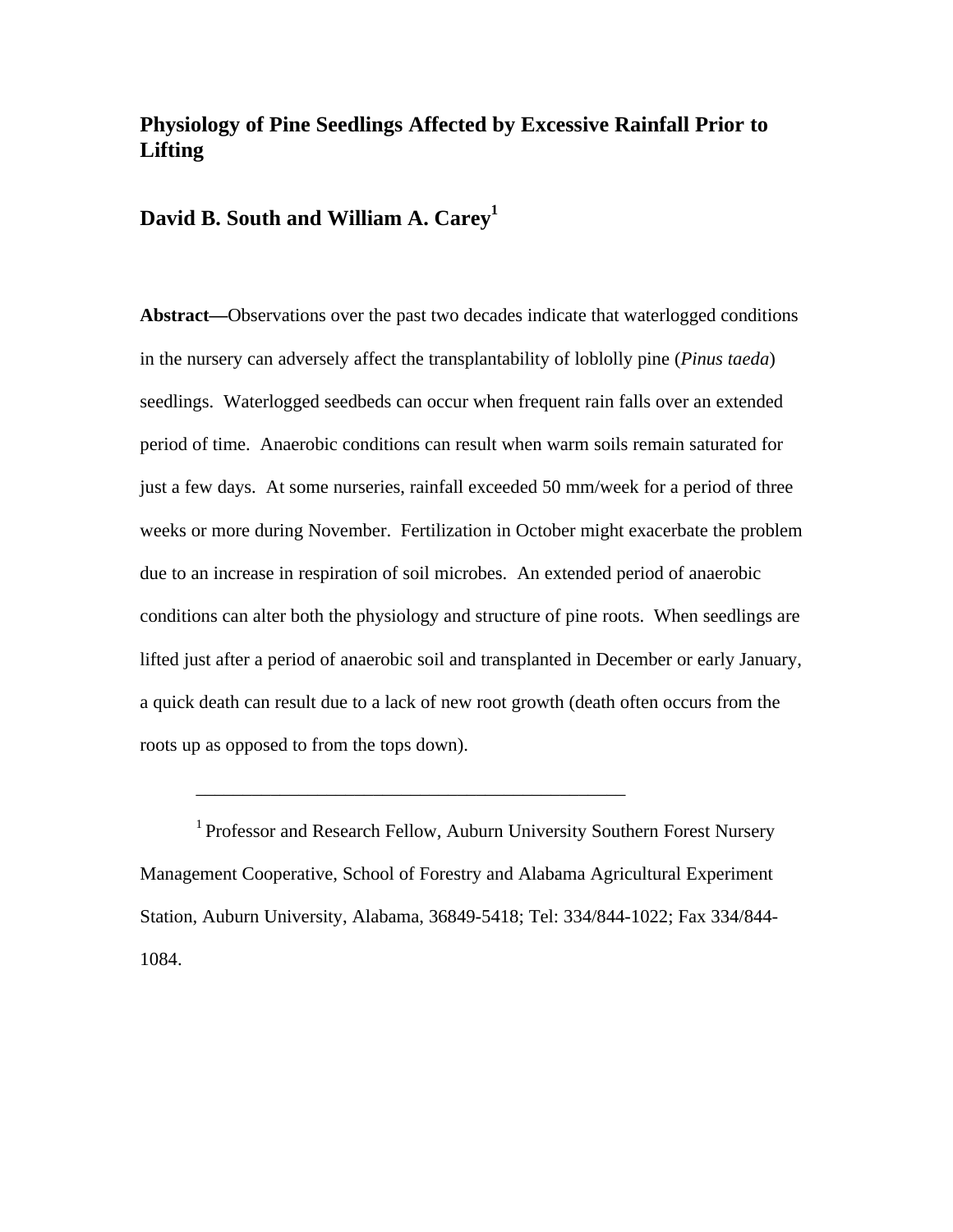# Physiology of Pine Seedlings Affected by Excessive Rainfall Prior to Lifting

## David B. South and William A. Carey[1]

**Abstract—**Observations over the past two decades indicate that waterlogged conditions in the nursery can adversely affect the transplantability of loblolly pine (*Pinus taeda*) seedlings. Waterlogged seedbeds can occur when frequent rain falls over an extended period of time. Anaerobic conditions can result when warm soils remain saturated for just a few days. At some nurseries, rainfall exceeded 50 mm/week for a period of three weeks or more during November. Fertilization in October might exacerbate the problem due to an increase in respiration of soil microbes. An extended period of anaerobic conditions can alter both the physiology and structure of pine roots. When seedlings are lifted just after a period of anaerobic soil and transplanted in December or early January, a quick death can result due to a lack of new root growth (death often occurs from the roots up as opposed to from the tops down).

---

[1] Professor and Research Fellow, Auburn University Southern Forest Nursery Management Cooperative, School of Forestry and Alabama Agricultural Experiment Station, Auburn University, Alabama, 36849-5418; Tel: 334/844-1022; Fax 334/844-1084.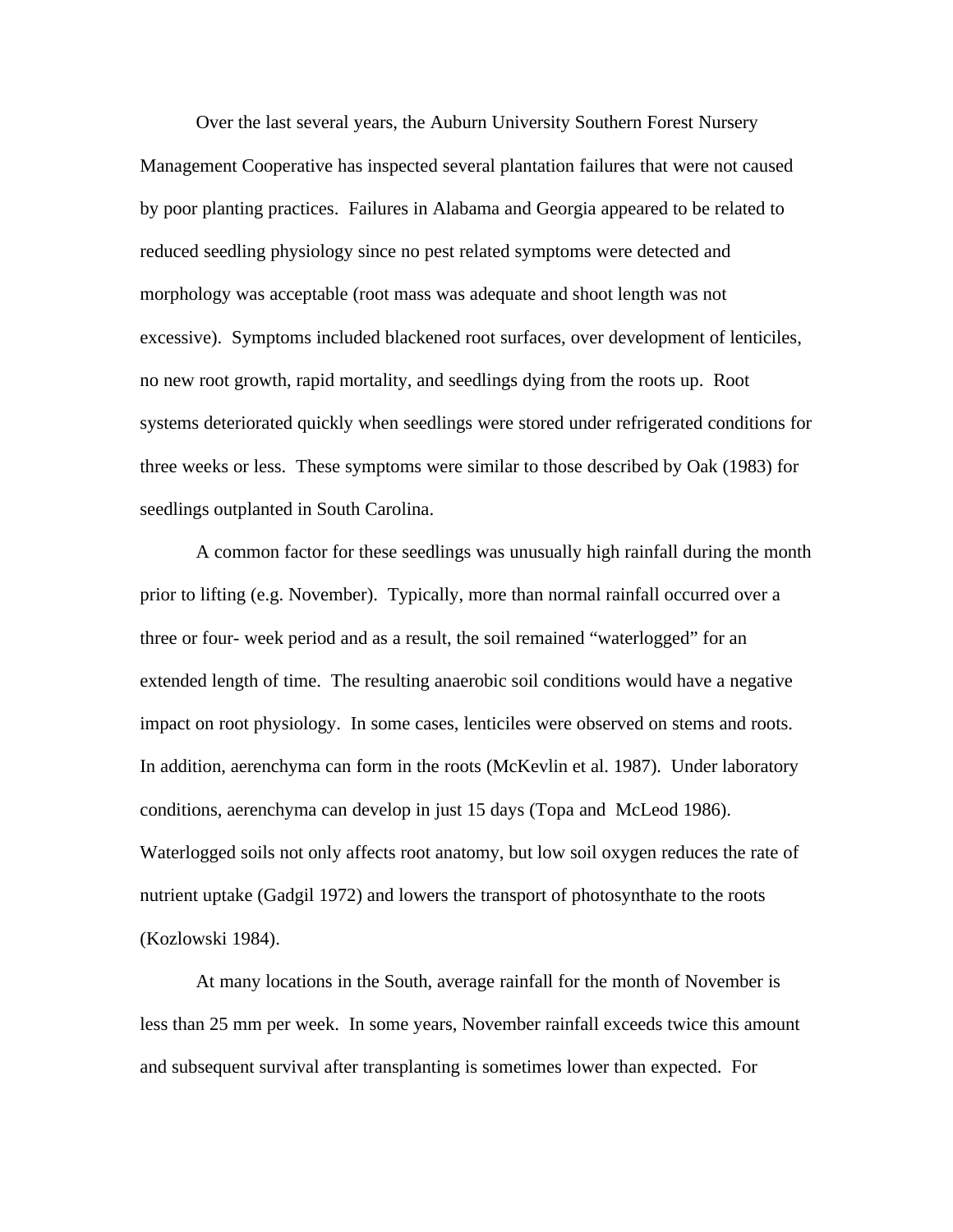Over the last several years, the Auburn University Southern Forest Nursery Management Cooperative has inspected several plantation failures that were not caused by poor planting practices. Failures in Alabama and Georgia appeared to be related to reduced seedling physiology since no pest related symptoms were detected and morphology was acceptable (root mass was adequate and shoot length was not excessive). Symptoms included blackened root surfaces, over development of lenticiles, no new root growth, rapid mortality, and seedlings dying from the roots up. Root systems deteriorated quickly when seedlings were stored under refrigerated conditions for three weeks or less. These symptoms were similar to those described by Oak (1983) for seedlings outplanted in South Carolina.

A common factor for these seedlings was unusually high rainfall during the month prior to lifting (e.g. November). Typically, more than normal rainfall occurred over a three or four- week period and as a result, the soil remained "waterlogged" for an extended length of time. The resulting anaerobic soil conditions would have a negative impact on root physiology. In some cases, lenticiles were observed on stems and roots. In addition, aerenchyma can form in the roots (McKevlin et al. 1987). Under laboratory conditions, aerenchyma can develop in just 15 days (Topa and McLeod 1986). Waterlogged soils not only affects root anatomy, but low soil oxygen reduces the rate of nutrient uptake (Gadgil 1972) and lowers the transport of photosynthate to the roots (Kozlowski 1984).

At many locations in the South, average rainfall for the month of November is less than 25 mm per week. In some years, November rainfall exceeds twice this amount and subsequent survival after transplanting is sometimes lower than expected. For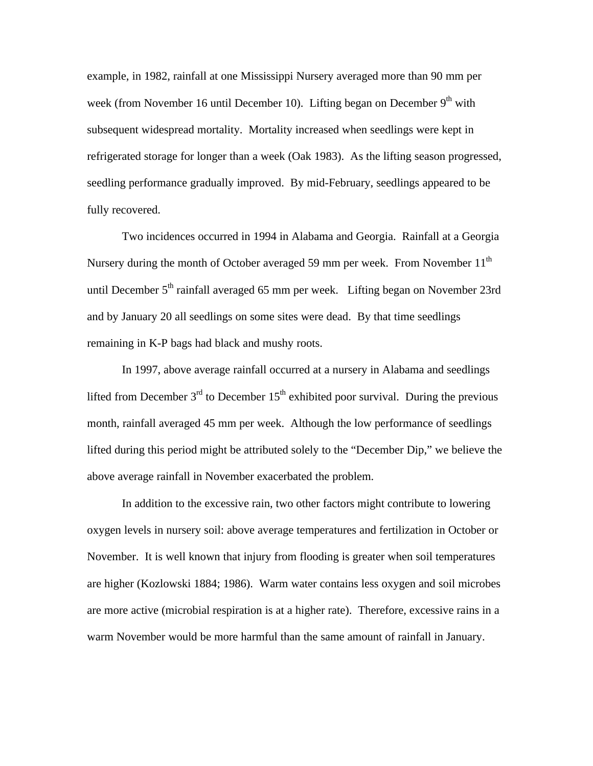example, in 1982, rainfall at one Mississippi Nursery averaged more than 90 mm per week (from November 16 until December 10). Lifting began on December 9th with subsequent widespread mortality. Mortality increased when seedlings were kept in refrigerated storage for longer than a week (Oak 1983). As the lifting season progressed, seedling performance gradually improved. By mid-February, seedlings appeared to be fully recovered.

Two incidences occurred in 1994 in Alabama and Georgia. Rainfall at a Georgia Nursery during the month of October averaged 59 mm per week. From November 11th until December 5th rainfall averaged 65 mm per week. Lifting began on November 23rd and by January 20 all seedlings on some sites were dead. By that time seedlings remaining in K-P bags had black and mushy roots.

In 1997, above average rainfall occurred at a nursery in Alabama and seedlings lifted from December 3rd to December 15th exhibited poor survival. During the previous month, rainfall averaged 45 mm per week. Although the low performance of seedlings lifted during this period might be attributed solely to the "December Dip," we believe the above average rainfall in November exacerbated the problem.

In addition to the excessive rain, two other factors might contribute to lowering oxygen levels in nursery soil: above average temperatures and fertilization in October or November. It is well known that injury from flooding is greater when soil temperatures are higher (Kozlowski 1884; 1986). Warm water contains less oxygen and soil microbes are more active (microbial respiration is at a higher rate). Therefore, excessive rains in a warm November would be more harmful than the same amount of rainfall in January.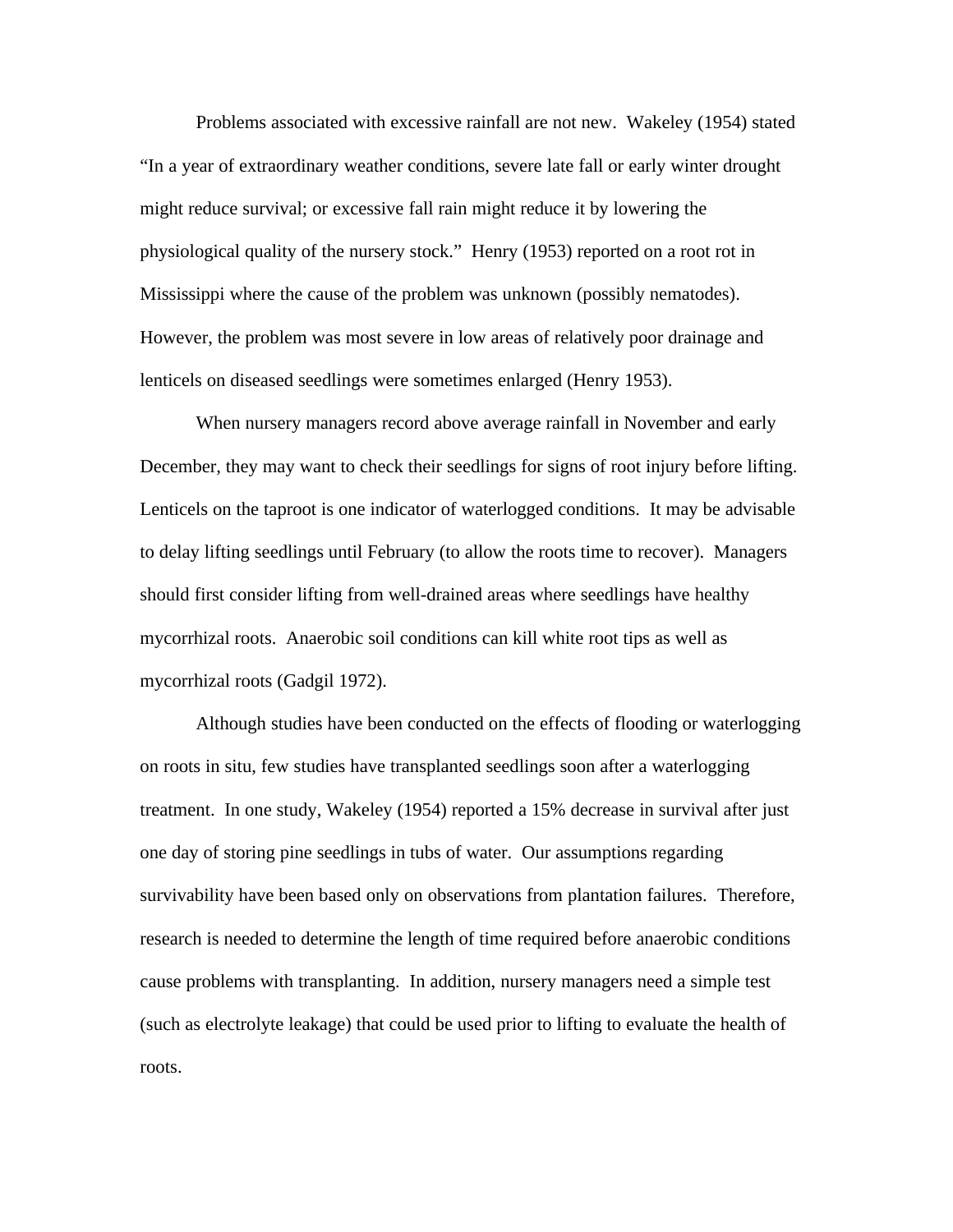Problems associated with excessive rainfall are not new. Wakeley (1954) stated "In a year of extraordinary weather conditions, severe late fall or early winter drought might reduce survival; or excessive fall rain might reduce it by lowering the physiological quality of the nursery stock." Henry (1953) reported on a root rot in Mississippi where the cause of the problem was unknown (possibly nematodes). However, the problem was most severe in low areas of relatively poor drainage and lenticels on diseased seedlings were sometimes enlarged (Henry 1953).

When nursery managers record above average rainfall in November and early December, they may want to check their seedlings for signs of root injury before lifting. Lenticels on the taproot is one indicator of waterlogged conditions. It may be advisable to delay lifting seedlings until February (to allow the roots time to recover). Managers should first consider lifting from well-drained areas where seedlings have healthy mycorrhizal roots. Anaerobic soil conditions can kill white root tips as well as mycorrhizal roots (Gadgil 1972).

Although studies have been conducted on the effects of flooding or waterlogging on roots in situ, few studies have transplanted seedlings soon after a waterlogging treatment. In one study, Wakeley (1954) reported a 15% decrease in survival after just one day of storing pine seedlings in tubs of water. Our assumptions regarding survivability have been based only on observations from plantation failures. Therefore, research is needed to determine the length of time required before anaerobic conditions cause problems with transplanting. In addition, nursery managers need a simple test (such as electrolyte leakage) that could be used prior to lifting to evaluate the health of roots.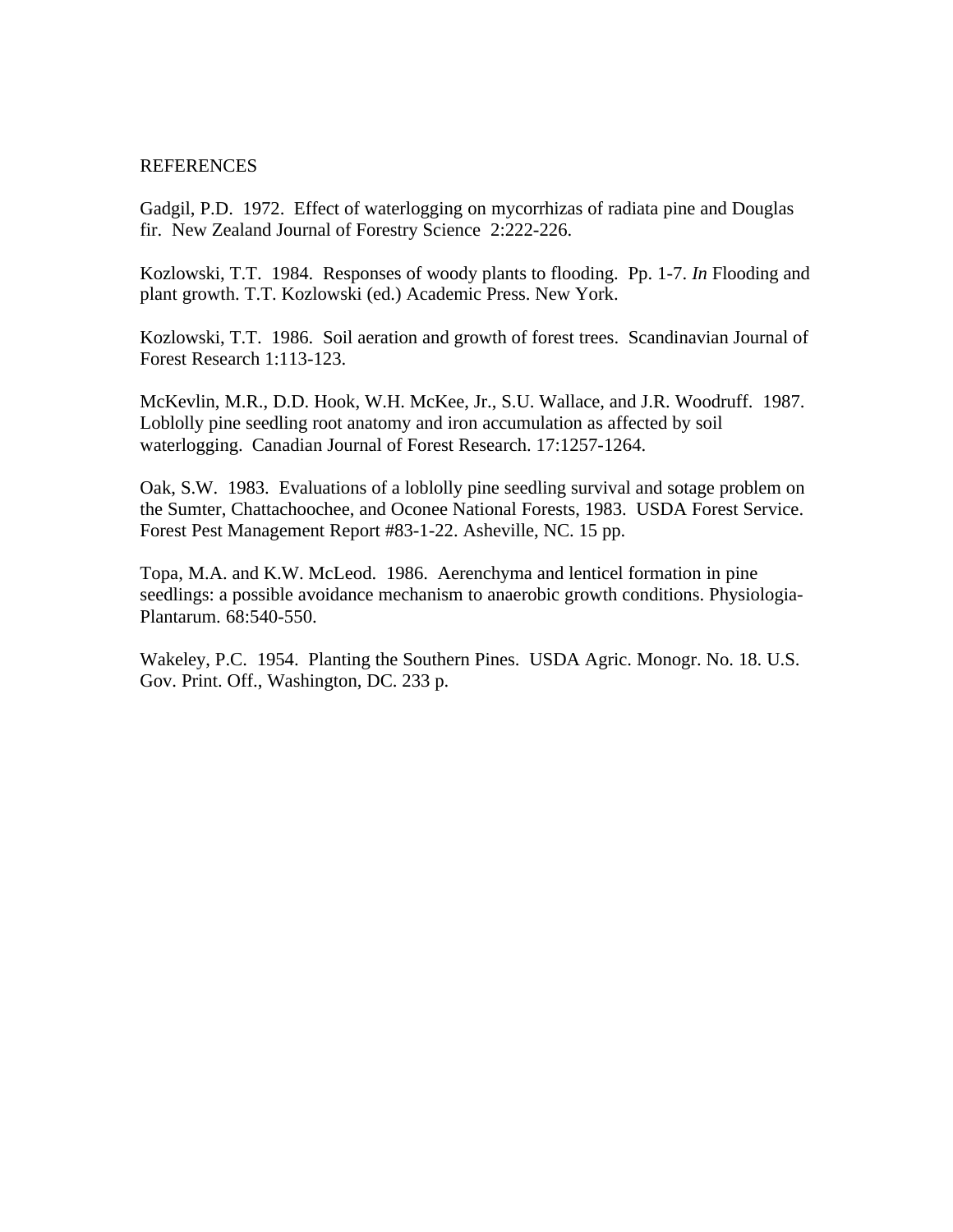REFERENCES

Gadgil, P.D.  1972.  Effect of waterlogging on mycorrhizas of radiata pine and Douglas fir.  New Zealand Journal of Forestry Science  2:222-226.

Kozlowski, T.T.  1984.  Responses of woody plants to flooding.  Pp. 1-7. *In* Flooding and plant growth. T.T. Kozlowski (ed.) Academic Press. New York.

Kozlowski, T.T.  1986.  Soil aeration and growth of forest trees.  Scandinavian Journal of Forest Research 1:113-123.

McKevlin, M.R., D.D. Hook, W.H. McKee, Jr., S.U. Wallace, and J.R. Woodruff.  1987.  Loblolly pine seedling root anatomy and iron accumulation as affected by soil waterlogging.  Canadian Journal of Forest Research. 17:1257-1264.

Oak, S.W.  1983.  Evaluations of a loblolly pine seedling survival and sotage problem on the Sumter, Chattachoochee, and Oconee National Forests, 1983.  USDA Forest Service.  Forest Pest Management Report #83-1-22. Asheville, NC. 15 pp.

Topa, M.A. and K.W. McLeod.  1986.  Aerenchyma and lenticel formation in pine seedlings: a possible avoidance mechanism to anaerobic growth conditions. Physiologia-Plantarum. 68:540-550.

Wakeley, P.C.  1954.  Planting the Southern Pines.  USDA Agric. Monogr. No. 18. U.S. Gov. Print. Off., Washington, DC. 233 p.